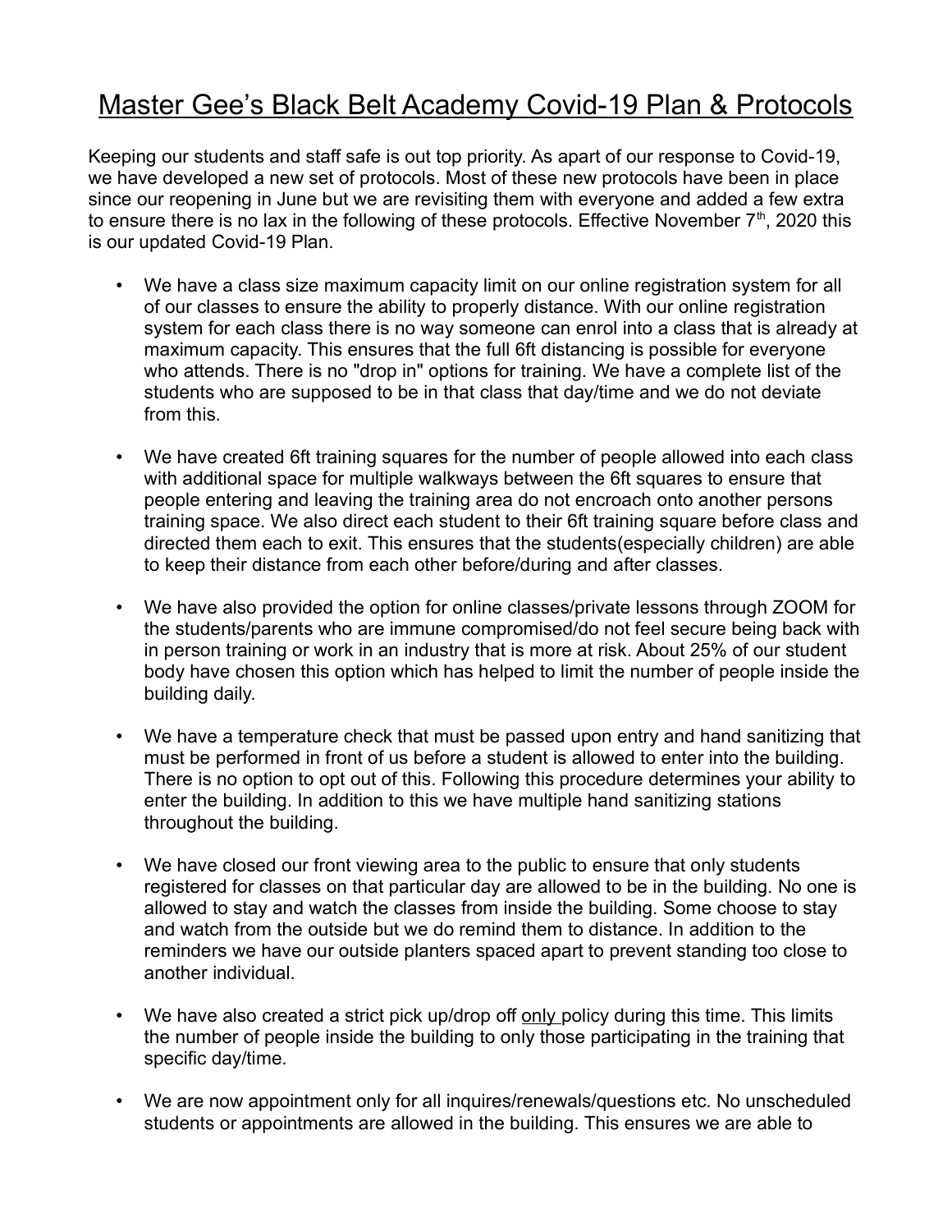# Master Gee's Black Belt Academy Covid-19 Plan & Protocols

Keeping our students and staff safe is out top priority. As apart of our response to Covid-19, we have developed a new set of protocols. Most of these new protocols have been in place since our reopening in June but we are revisiting them with everyone and added a few extra to ensure there is no lax in the following of these protocols. Effective November 7th, 2020 this is our updated Covid-19 Plan.

- We have a class size maximum capacity limit on our online registration system for all of our classes to ensure the ability to properly distance. With our online registration system for each class there is no way someone can enrol into a class that is already at maximum capacity. This ensures that the full 6ft distancing is possible for everyone who attends. There is no "drop in" options for training. We have a complete list of the students who are supposed to be in that class that day/time and we do not deviate from this.

- We have created 6ft training squares for the number of people allowed into each class with additional space for multiple walkways between the 6ft squares to ensure that people entering and leaving the training area do not encroach onto another persons training space. We also direct each student to their 6ft training square before class and directed them each to exit. This ensures that the students(especially children) are able to keep their distance from each other before/during and after classes.

- We have also provided the option for online classes/private lessons through ZOOM for the students/parents who are immune compromised/do not feel secure being back with in person training or work in an industry that is more at risk. About 25% of our student body have chosen this option which has helped to limit the number of people inside the building daily.

- We have a temperature check that must be passed upon entry and hand sanitizing that must be performed in front of us before a student is allowed to enter into the building. There is no option to opt out of this. Following this procedure determines your ability to enter the building. In addition to this we have multiple hand sanitizing stations throughout the building.

- We have closed our front viewing area to the public to ensure that only students registered for classes on that particular day are allowed to be in the building. No one is allowed to stay and watch the classes from inside the building. Some choose to stay and watch from the outside but we do remind them to distance. In addition to the reminders we have our outside planters spaced apart to prevent standing too close to another individual.

- We have also created a strict pick up/drop off <u>only</u> policy during this time. This limits the number of people inside the building to only those participating in the training that specific day/time.

- We are now appointment only for all inquires/renewals/questions etc. No unscheduled students or appointments are allowed in the building. This ensures we are able to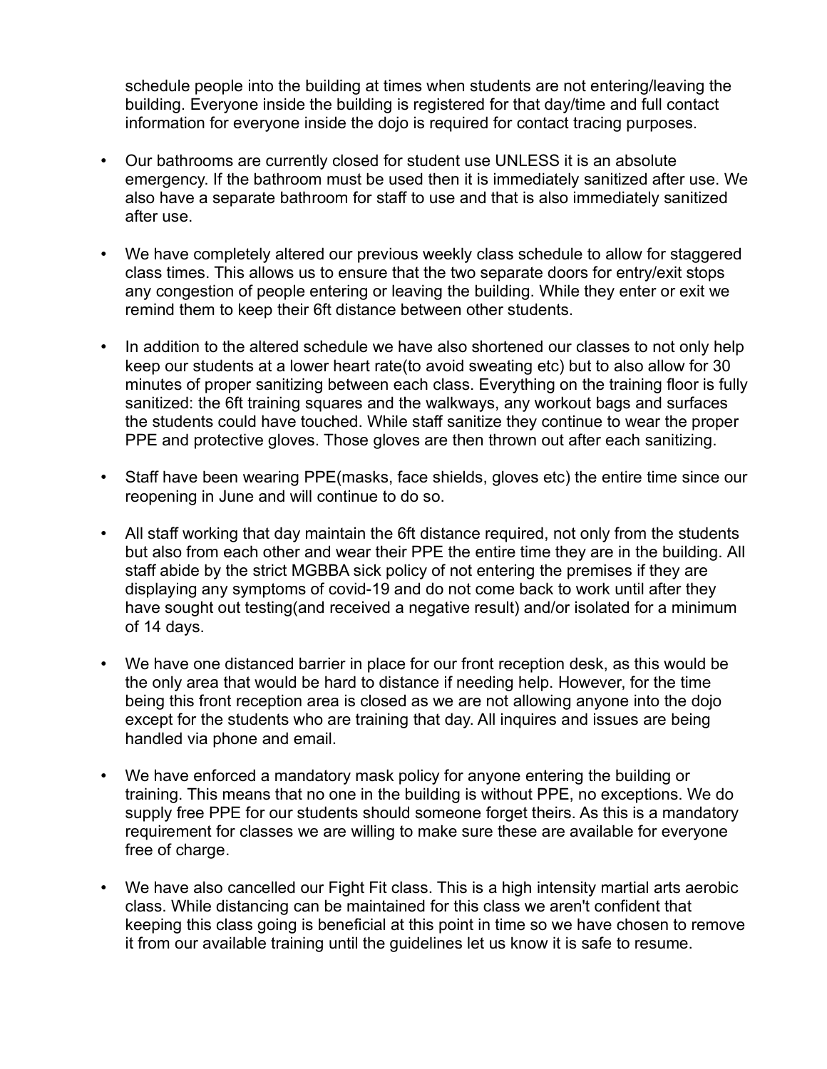schedule people into the building at times when students are not entering/leaving the building. Everyone inside the building is registered for that day/time and full contact information for everyone inside the dojo is required for contact tracing purposes.

- Our bathrooms are currently closed for student use UNLESS it is an absolute emergency. If the bathroom must be used then it is immediately sanitized after use. We also have a separate bathroom for staff to use and that is also immediately sanitized after use.

- We have completely altered our previous weekly class schedule to allow for staggered class times. This allows us to ensure that the two separate doors for entry/exit stops any congestion of people entering or leaving the building. While they enter or exit we remind them to keep their 6ft distance between other students.

- In addition to the altered schedule we have also shortened our classes to not only help keep our students at a lower heart rate(to avoid sweating etc) but to also allow for 30 minutes of proper sanitizing between each class. Everything on the training floor is fully sanitized: the 6ft training squares and the walkways, any workout bags and surfaces the students could have touched. While staff sanitize they continue to wear the proper PPE and protective gloves. Those gloves are then thrown out after each sanitizing.

- Staff have been wearing PPE(masks, face shields, gloves etc) the entire time since our reopening in June and will continue to do so.

- All staff working that day maintain the 6ft distance required, not only from the students but also from each other and wear their PPE the entire time they are in the building. All staff abide by the strict MGBBA sick policy of not entering the premises if they are displaying any symptoms of covid-19 and do not come back to work until after they have sought out testing(and received a negative result) and/or isolated for a minimum of 14 days.

- We have one distanced barrier in place for our front reception desk, as this would be the only area that would be hard to distance if needing help. However, for the time being this front reception area is closed as we are not allowing anyone into the dojo except for the students who are training that day. All inquires and issues are being handled via phone and email.

- We have enforced a mandatory mask policy for anyone entering the building or training. This means that no one in the building is without PPE, no exceptions. We do supply free PPE for our students should someone forget theirs. As this is a mandatory requirement for classes we are willing to make sure these are available for everyone free of charge.

- We have also cancelled our Fight Fit class. This is a high intensity martial arts aerobic class. While distancing can be maintained for this class we aren't confident that keeping this class going is beneficial at this point in time so we have chosen to remove it from our available training until the guidelines let us know it is safe to resume.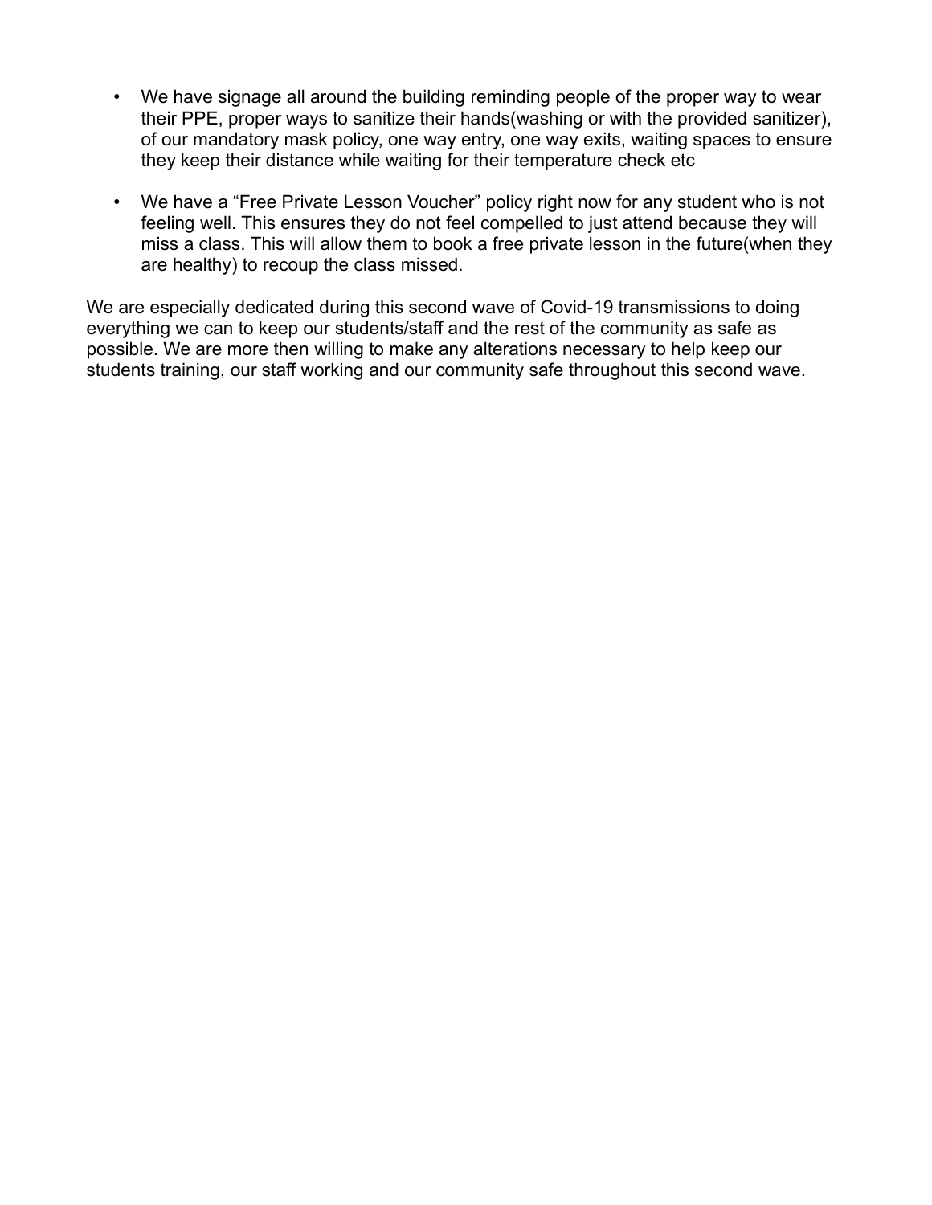- We have signage all around the building reminding people of the proper way to wear their PPE, proper ways to sanitize their hands(washing or with the provided sanitizer), of our mandatory mask policy, one way entry, one way exits, waiting spaces to ensure they keep their distance while waiting for their temperature check etc

- We have a "Free Private Lesson Voucher" policy right now for any student who is not feeling well. This ensures they do not feel compelled to just attend because they will miss a class. This will allow them to book a free private lesson in the future(when they are healthy) to recoup the class missed.

We are especially dedicated during this second wave of Covid-19 transmissions to doing everything we can to keep our students/staff and the rest of the community as safe as possible. We are more then willing to make any alterations necessary to help keep our students training, our staff working and our community safe throughout this second wave.